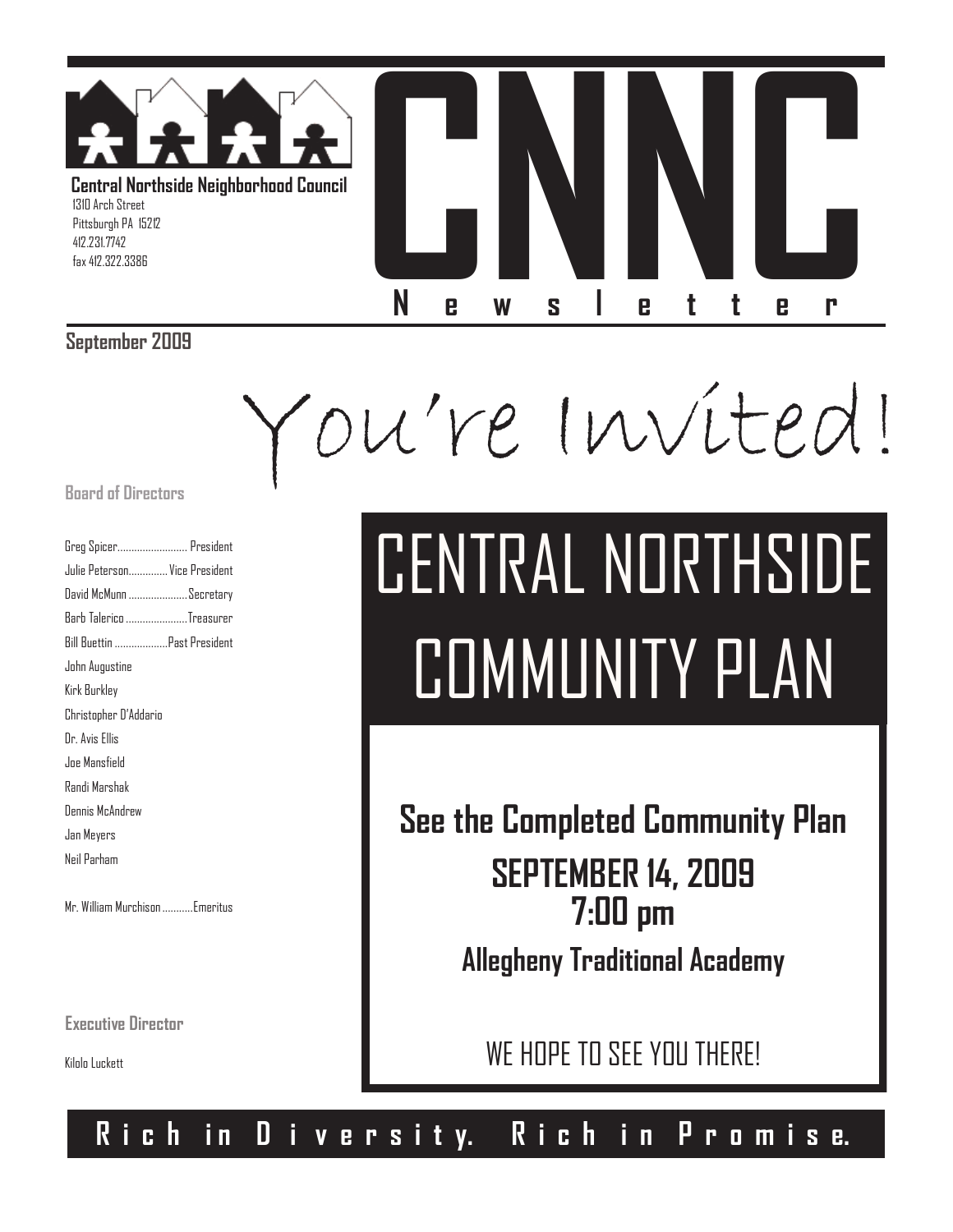# CNNC Newsletter

**Central Northside Neighborhood Council**
1310 Arch Street
Pittsburgh PA 15212
412.231.7742
fax 412.322.3386

**September 2009**

**Board of Directors**

Greg Spicer........................ President
Julie Peterson.............. Vice President
David McMunn .....................Secretary
Barb Talerico ......................Treasurer
Bill Buettin ...................Past President
John Augustine
Kirk Burkley
Christopher D'Addario
Dr. Avis Ellis
Joe Mansfield
Randi Marshak
Dennis McAndrew
Jan Meyers
Neil Parham

Mr. William Murchison ...........Emeritus

**Executive Director**

Kilolo Luckett

# You're Invited!

# CENTRAL NORTHSIDE COMMUNITY PLAN

**See the Completed Community Plan**

**SEPTEMBER 14, 2009**
**7:00 pm**

**Allegheny Traditional Academy**

WE HOPE TO SEE YOU THERE!

**Rich in Diversity. Rich in Promise.**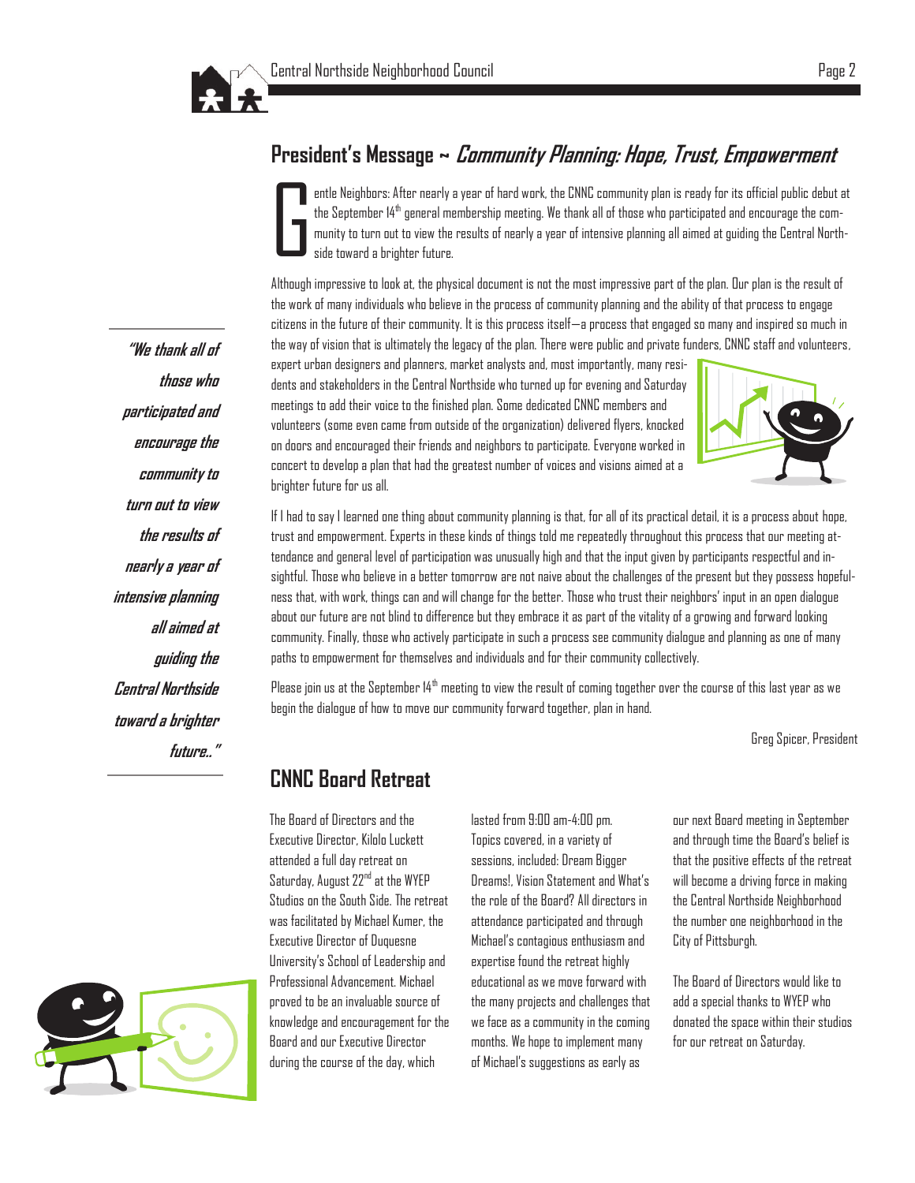## President's Message ~ *Community Planning: Hope, Trust, Empowerment*

Gentle Neighbors: After nearly a year of hard work, the CNNC community plan is ready for its official public debut at the September 14th general membership meeting. We thank all of those who participated and encourage the community to turn out to view the results of nearly a year of intensive planning all aimed at guiding the Central Northside toward a brighter future.

Although impressive to look at, the physical document is not the most impressive part of the plan. Our plan is the result of the work of many individuals who believe in the process of community planning and the ability of that process to engage citizens in the future of their community. It is this process itself—a process that engaged so many and inspired so much in the way of vision that is ultimately the legacy of the plan. There were public and private funders, CNNC staff and volunteers, expert urban designers and planners, market analysts and, most importantly, many residents and stakeholders in the Central Northside who turned up for evening and Saturday meetings to add their voice to the finished plan. Some dedicated CNNC members and volunteers (some even came from outside of the organization) delivered flyers, knocked on doors and encouraged their friends and neighbors to participate. Everyone worked in concert to develop a plan that had the greatest number of voices and visions aimed at a brighter future for us all.

> ***"We thank all of those who participated and encourage the community to turn out to view the results of nearly a year of intensive planning all aimed at guiding the Central Northside toward a brighter future.."***

If I had to say I learned one thing about community planning is that, for all of its practical detail, it is a process about hope, trust and empowerment. Experts in these kinds of things told me repeatedly throughout this process that our meeting attendance and general level of participation was unusually high and that the input given by participants respectful and insightful. Those who believe in a better tomorrow are not naive about the challenges of the present but they possess hopefulness that, with work, things can and will change for the better. Those who trust their neighbors' input in an open dialogue about our future are not blind to difference but they embrace it as part of the vitality of a growing and forward looking community. Finally, those who actively participate in such a process see community dialogue and planning as one of many paths to empowerment for themselves and individuals and for their community collectively.

Please join us at the September 14th meeting to view the result of coming together over the course of this last year as we begin the dialogue of how to move our community forward together, plan in hand.

Greg Spicer, President

## CNNC Board Retreat

The Board of Directors and the Executive Director, Kilolo Luckett attended a full day retreat on Saturday, August 22nd at the WYEP Studios on the South Side. The retreat was facilitated by Michael Kumer, the Executive Director of Duquesne University's School of Leadership and Professional Advancement. Michael proved to be an invaluable source of knowledge and encouragement for the Board and our Executive Director during the course of the day, which lasted from 9:00 am-4:00 pm. Topics covered, in a variety of sessions, included: Dream Bigger Dreams!, Vision Statement and What's the role of the Board? All directors in attendance participated and through Michael's contagious enthusiasm and expertise found the retreat highly educational as we move forward with the many projects and challenges that we face as a community in the coming months. We hope to implement many of Michael's suggestions as early as our next Board meeting in September and through time the Board's belief is that the positive effects of the retreat will become a driving force in making the Central Northside Neighborhood the number one neighborhood in the City of Pittsburgh.

The Board of Directors would like to add a special thanks to WYEP who donated the space within their studios for our retreat on Saturday.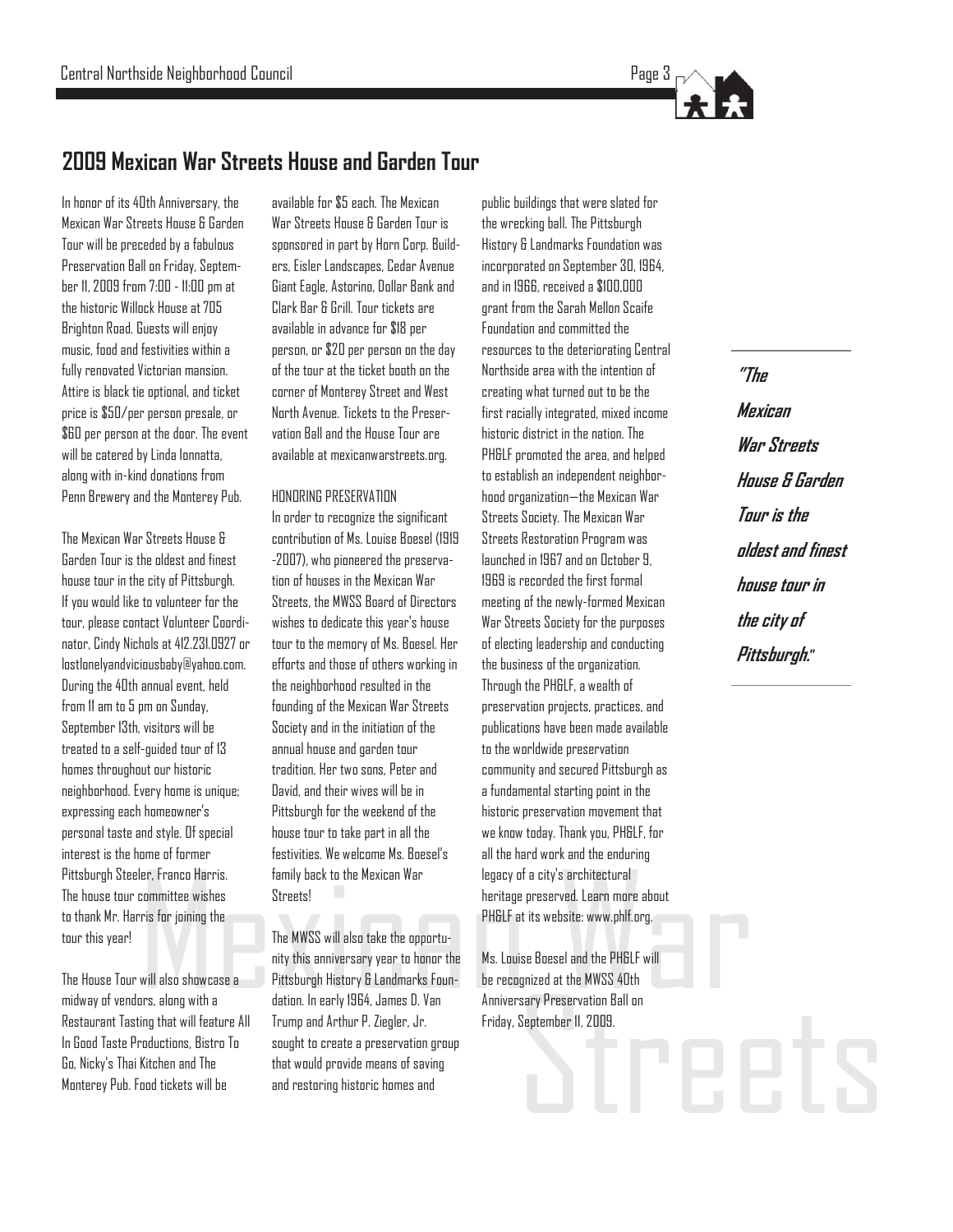## 2009 Mexican War Streets House and Garden Tour

In honor of its 40th Anniversary, the Mexican War Streets House & Garden Tour will be preceded by a fabulous Preservation Ball on Friday, September 11, 2009 from 7:00 - 11:00 pm at the historic Willock House at 705 Brighton Road. Guests will enjoy music, food and festivities within a fully renovated Victorian mansion. Attire is black tie optional, and ticket price is $50/per person presale, or $60 per person at the door. The event will be catered by Linda Ionnatta, along with in-kind donations from Penn Brewery and the Monterey Pub.

The Mexican War Streets House & Garden Tour is the oldest and finest house tour in the city of Pittsburgh. If you would like to volunteer for the tour, please contact Volunteer Coordinator, Cindy Nichols at 412.231.0927 or lostlonelyandviciousbaby@yahoo.com. During the 40th annual event, held from 11 am to 5 pm on Sunday, September 13th, visitors will be treated to a self-guided tour of 13 homes throughout our historic neighborhood. Every home is unique; expressing each homeowner's personal taste and style. Of special interest is the home of former Pittsburgh Steeler, Franco Harris. The house tour committee wishes to thank Mr. Harris for joining the tour this year!

The House Tour will also showcase a midway of vendors, along with a Restaurant Tasting that will feature All In Good Taste Productions, Bistro To Go, Nicky's Thai Kitchen and The Monterey Pub. Food tickets will be available for $5 each. The Mexican War Streets House & Garden Tour is sponsored in part by Horn Corp. Builders, Eisler Landscapes, Cedar Avenue Giant Eagle, Astorino, Dollar Bank and Clark Bar & Grill. Tour tickets are available in advance for $18 per person, or $20 per person on the day of the tour at the ticket booth on the corner of Monterey Street and West North Avenue. Tickets to the Preservation Ball and the House Tour are available at mexicanwarstreets.org.

HONORING PRESERVATION

In order to recognize the significant contribution of Ms. Louise Boesel (1919 -2007), who pioneered the preservation of houses in the Mexican War Streets, the MWSS Board of Directors wishes to dedicate this year's house tour to the memory of Ms. Boesel. Her efforts and those of others working in the neighborhood resulted in the founding of the Mexican War Streets Society and in the initiation of the annual house and garden tour tradition. Her two sons, Peter and David, and their wives will be in Pittsburgh for the weekend of the house tour to take part in all the festivities. We welcome Ms. Boesel's family back to the Mexican War Streets!

The MWSS will also take the opportunity this anniversary year to honor the Pittsburgh History & Landmarks Foundation. In early 1964, James D. Van Trump and Arthur P. Ziegler, Jr. sought to create a preservation group that would provide means of saving and restoring historic homes and public buildings that were slated for the wrecking ball. The Pittsburgh History & Landmarks Foundation was incorporated on September 30, 1964, and in 1966, received a $100,000 grant from the Sarah Mellon Scaife Foundation and committed the resources to the deteriorating Central Northside area with the intention of creating what turned out to be the first racially integrated, mixed income historic district in the nation. The PH&LF promoted the area, and helped to establish an independent neighborhood organization—the Mexican War Streets Society. The Mexican War Streets Restoration Program was launched in 1967 and on October 9, 1969 is recorded the first formal meeting of the newly-formed Mexican War Streets Society for the purposes of electing leadership and conducting the business of the organization. Through the PH&LF, a wealth of preservation projects, practices, and publications have been made available to the worldwide preservation community and secured Pittsburgh as a fundamental starting point in the historic preservation movement that we know today. Thank you, PH&LF, for all the hard work and the enduring legacy of a city's architectural heritage preserved. Learn more about PH&LF at its website: www.phlf.org.

Ms. Louise Boesel and the PH&LF will be recognized at the MWSS 40th Anniversary Preservation Ball on Friday, September 11, 2009.

> ***"The Mexican War Streets House & Garden Tour is the oldest and finest house tour in the city of Pittsburgh."***

Mexican War Streets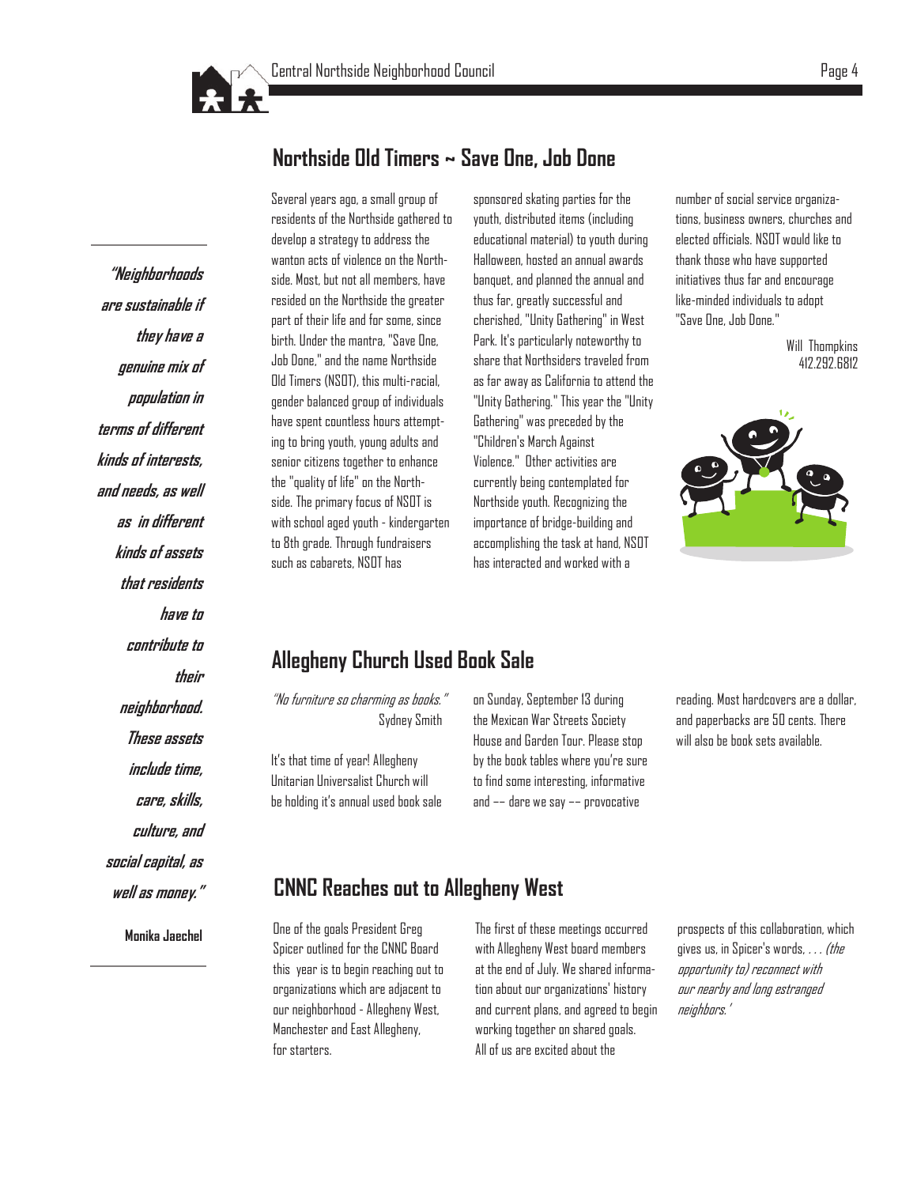## Northside Old Timers ~ Save One, Job Done

Several years ago, a small group of residents of the Northside gathered to develop a strategy to address the wanton acts of violence on the Northside. Most, but not all members, have resided on the Northside the greater part of their life and for some, since birth. Under the mantra, "Save One, Job Done," and the name Northside Old Timers (NSOT), this multi-racial, gender balanced group of individuals have spent countless hours attempting to bring youth, young adults and senior citizens together to enhance the "quality of life" on the Northside. The primary focus of NSOT is with school aged youth - kindergarten to 8th grade. Through fundraisers such as cabarets, NSOT has sponsored skating parties for the youth, distributed items (including educational material) to youth during Halloween, hosted an annual awards banquet, and planned the annual and thus far, greatly successful and cherished, "Unity Gathering" in West Park. It's particularly noteworthy to share that Northsiders traveled from as far away as California to attend the "Unity Gathering." This year the "Unity Gathering" was preceded by the "Children's March Against Violence." Other activities are currently being contemplated for Northside youth. Recognizing the importance of bridge-building and accomplishing the task at hand, NSOT has interacted and worked with a number of social service organizations, business owners, churches and elected officials. NSOT would like to thank those who have supported initiatives thus far and encourage like-minded individuals to adopt "Save One, Job Done."

Will Thompkins
412.292.6812

***"Neighborhoods are sustainable if they have a genuine mix of population in terms of different kinds of interests, and needs, as well as in different kinds of assets that residents have to contribute to their neighborhood. These assets include time, care, skills, culture, and social capital, as well as money."***

**Monika Jaechel**

## Allegheny Church Used Book Sale

*"No furniture so charming as books."*
Sydney Smith

It's that time of year! Allegheny Unitarian Universalist Church will be holding it's annual used book sale on Sunday, September 13 during the Mexican War Streets Society House and Garden Tour. Please stop by the book tables where you're sure to find some interesting, informative and -- dare we say -- provocative reading. Most hardcovers are a dollar, and paperbacks are 50 cents. There will also be book sets available.

## CNNC Reaches out to Allegheny West

One of the goals President Greg Spicer outlined for the CNNC Board this year is to begin reaching out to organizations which are adjacent to our neighborhood - Allegheny West, Manchester and East Allegheny, for starters.

The first of these meetings occurred with Allegheny West board members at the end of July. We shared information about our organizations' history and current plans, and agreed to begin working together on shared goals. All of us are excited about the prospects of this collaboration, which gives us, in Spicer's words, . . . *(the opportunity to) reconnect with our nearby and long estranged neighbors.'*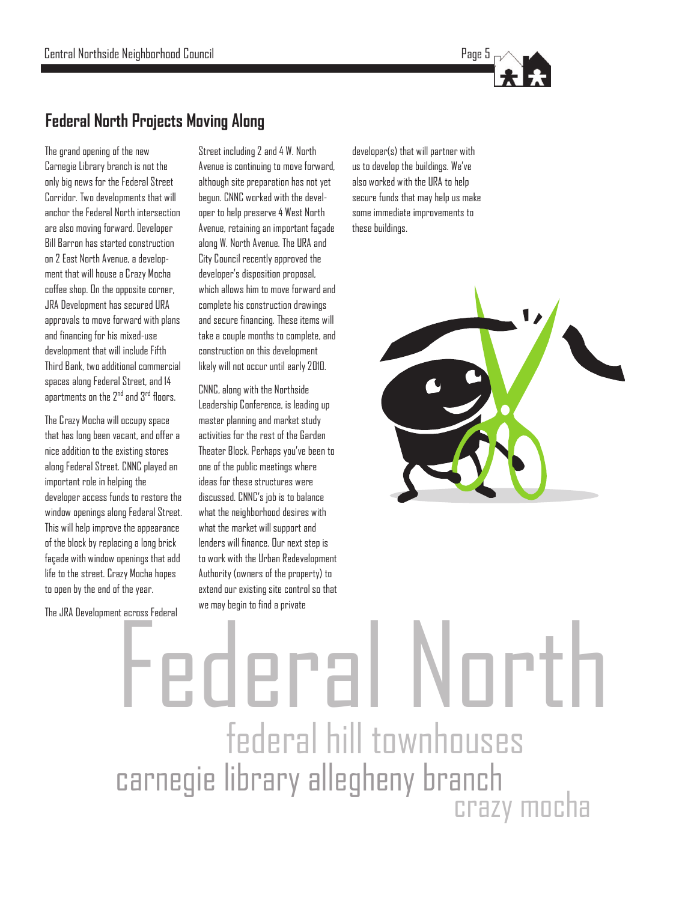## Federal North Projects Moving Along

The grand opening of the new Carnegie Library branch is not the only big news for the Federal Street Corridor. Two developments that will anchor the Federal North intersection are also moving forward. Developer Bill Barron has started construction on 2 East North Avenue, a development that will house a Crazy Mocha coffee shop. On the opposite corner, JRA Development has secured URA approvals to move forward with plans and financing for his mixed-use development that will include Fifth Third Bank, two additional commercial spaces along Federal Street, and 14 apartments on the 2nd and 3rd floors.

The Crazy Mocha will occupy space that has long been vacant, and offer a nice addition to the existing stores along Federal Street. CNNC played an important role in helping the developer access funds to restore the window openings along Federal Street. This will help improve the appearance of the block by replacing a long brick façade with window openings that add life to the street. Crazy Mocha hopes to open by the end of the year.

The JRA Development across Federal Street including 2 and 4 W. North Avenue is continuing to move forward, although site preparation has not yet begun. CNNC worked with the developer to help preserve 4 West North Avenue, retaining an important façade along W. North Avenue. The URA and City Council recently approved the developer's disposition proposal, which allows him to move forward and complete his construction drawings and secure financing. These items will take a couple months to complete, and construction on this development likely will not occur until early 2010.

CNNC, along with the Northside Leadership Conference, is leading up master planning and market study activities for the rest of the Garden Theater Block. Perhaps you've been to one of the public meetings where ideas for these structures were discussed. CNNC's job is to balance what the neighborhood desires with what the market will support and lenders will finance. Our next step is to work with the Urban Redevelopment Authority (owners of the property) to extend our existing site control so that we may begin to find a private developer(s) that will partner with us to develop the buildings. We've also worked with the URA to help secure funds that may help us make some immediate improvements to these buildings.

Federal North

federal hill townhouses

carnegie library allegheny branch

crazy mocha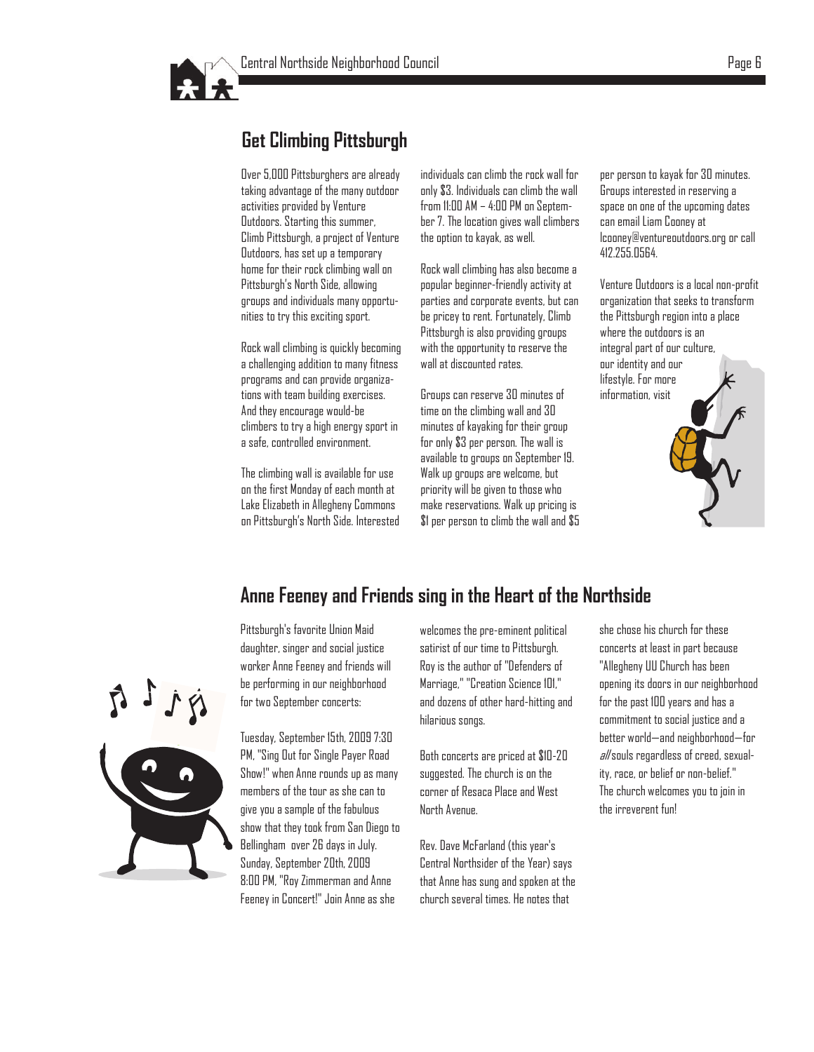## Get Climbing Pittsburgh

Over 5,000 Pittsburghers are already taking advantage of the many outdoor activities provided by Venture Outdoors. Starting this summer, Climb Pittsburgh, a project of Venture Outdoors, has set up a temporary home for their rock climbing wall on Pittsburgh's North Side, allowing groups and individuals many opportunities to try this exciting sport.

Rock wall climbing is quickly becoming a challenging addition to many fitness programs and can provide organizations with team building exercises. And they encourage would-be climbers to try a high energy sport in a safe, controlled environment.

The climbing wall is available for use on the first Monday of each month at Lake Elizabeth in Allegheny Commons on Pittsburgh's North Side. Interested individuals can climb the rock wall for only $3. Individuals can climb the wall from 11:00 AM – 4:00 PM on September 7. The location gives wall climbers the option to kayak, as well.

Rock wall climbing has also become a popular beginner-friendly activity at parties and corporate events, but can be pricey to rent. Fortunately, Climb Pittsburgh is also providing groups with the opportunity to reserve the wall at discounted rates.

Groups can reserve 30 minutes of time on the climbing wall and 30 minutes of kayaking for their group for only $3 per person. The wall is available to groups on September 19. Walk up groups are welcome, but priority will be given to those who make reservations. Walk up pricing is $1 per person to climb the wall and $5 per person to kayak for 30 minutes. Groups interested in reserving a space on one of the upcoming dates can email Liam Cooney at lcooney@ventureoutdoors.org or call 412.255.0564.

Venture Outdoors is a local non-profit organization that seeks to transform the Pittsburgh region into a place where the outdoors is an integral part of our culture, our identity and our lifestyle. For more information, visit

## Anne Feeney and Friends sing in the Heart of the Northside

Pittsburgh's favorite Union Maid daughter, singer and social justice worker Anne Feeney and friends will be performing in our neighborhood for two September concerts:

Tuesday, September 15th, 2009 7:30 PM, "Sing Out for Single Payer Road Show!" when Anne rounds up as many members of the tour as she can to give you a sample of the fabulous show that they took from San Diego to Bellingham over 26 days in July.

Sunday, September 20th, 2009 8:00 PM, "Roy Zimmerman and Anne Feeney in Concert!" Join Anne as she welcomes the pre-eminent political satirist of our time to Pittsburgh. Roy is the author of "Defenders of Marriage," "Creation Science 101," and dozens of other hard-hitting and hilarious songs.

Both concerts are priced at $10-20 suggested. The church is on the corner of Resaca Place and West North Avenue.

Rev. Dave McFarland (this year's Central Northsider of the Year) says that Anne has sung and spoken at the church several times. He notes that she chose his church for these concerts at least in part because "Allegheny UU Church has been opening its doors in our neighborhood for the past 100 years and has a commitment to social justice and a better world—and neighborhood—for *all* souls regardless of creed, sexuality, race, or belief or non-belief." The church welcomes you to join in the irreverent fun!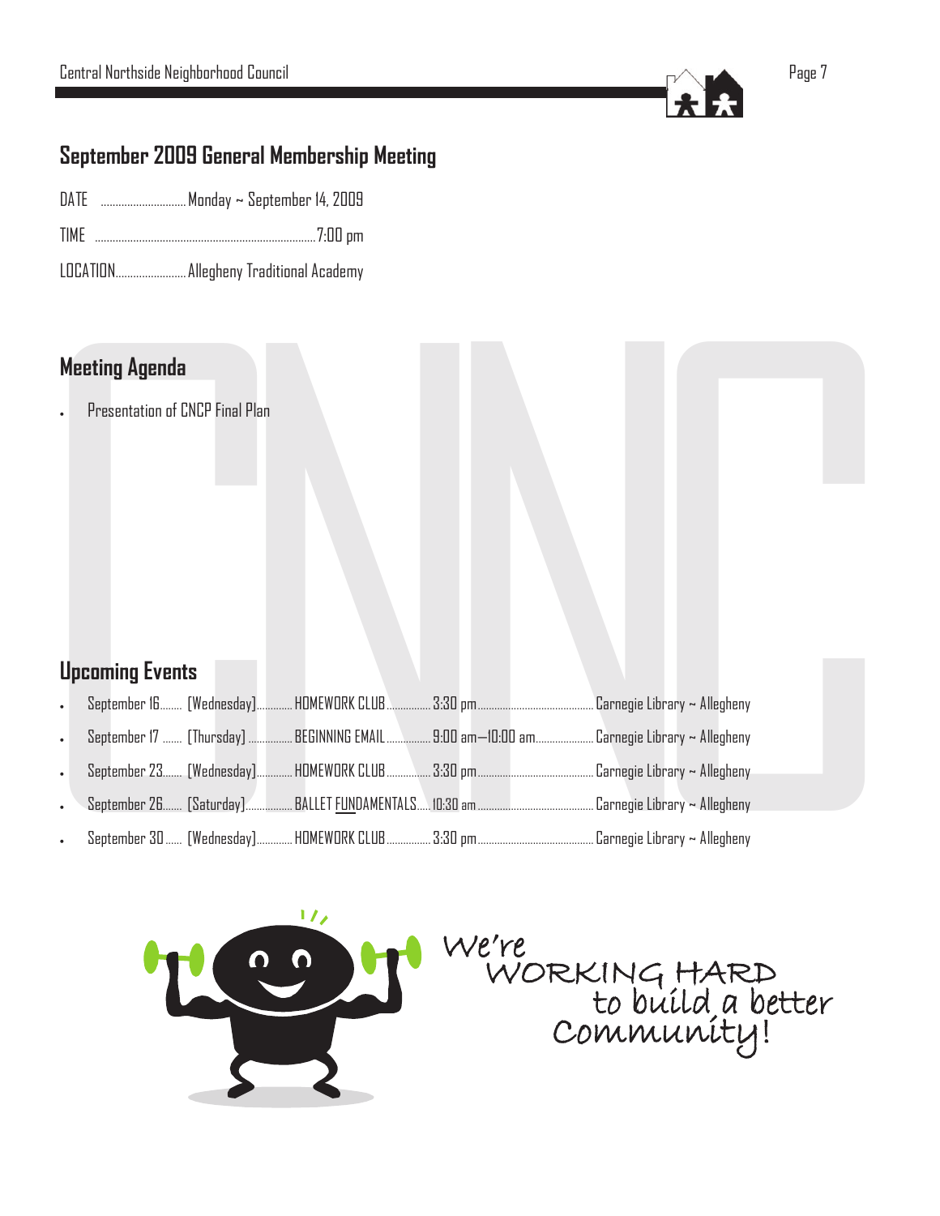## September 2009 General Membership Meeting

DATE .............................. Monday ~ September 14, 2009

TIME ........................................................................ 7:00 pm

LOCATION......................... Allegheny Traditional Academy

## Meeting Agenda

- Presentation of CNCP Final Plan

## Upcoming Events

- September 16......... [Wednesday]............. HOMEWORK CLUB................ 3:30 pm........................................ Carnegie Library ~ Allegheny
- September 17 ........ [Thursday] ................ BEGINNING EMAIL................ 9:00 am—10:00 am..................... Carnegie Library ~ Allegheny
- September 23........ [Wednesday]............. HOMEWORK CLUB................ 3:30 pm........................................ Carnegie Library ~ Allegheny
- September 26........ [Saturday]................. BALLET FUNDAMENTALS..... 10:30 am...................................... Carnegie Library ~ Allegheny
- September 30 ....... [Wednesday]............. HOMEWORK CLUB................ 3:30 pm........................................ Carnegie Library ~ Allegheny

We're WORKING HARD to build a better Community!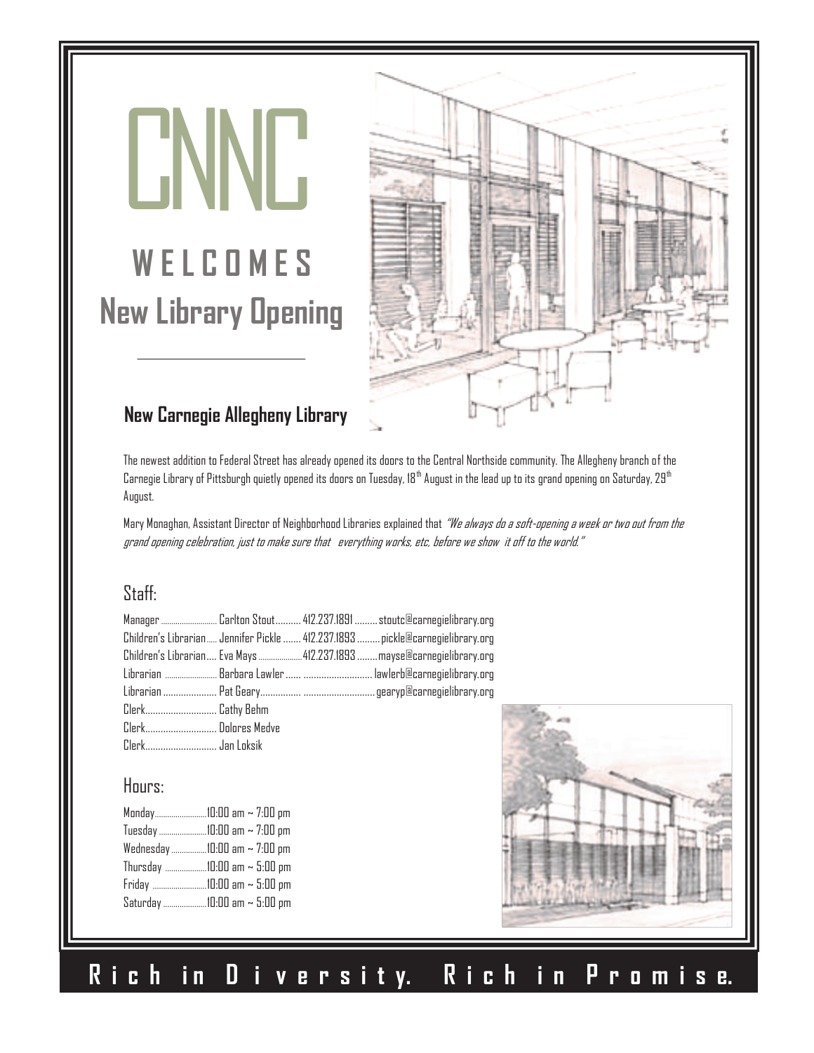# CNNC

## WELCOMES

## New Library Opening

### New Carnegie Allegheny Library

The newest addition to Federal Street has already opened its doors to the Central Northside community. The Allegheny branch of the Carnegie Library of Pittsburgh quietly opened its doors on Tuesday, 18th August in the lead up to its grand opening on Saturday, 29th August.

Mary Monaghan, Assistant Director of Neighborhood Libraries explained that *"We always do a soft-opening a week or two out from the grand opening celebration, just to make sure that everything works, etc, before we show it off to the world."*

## Staff:

| | | | |
|---|---|---|---|
| Manager | Carlton Stout | 412.237.1891 | stoutc@carnegielibrary.org |
| Children's Librarian | Jennifer Pickle | 412.237.1893 | pickle@carnegielibrary.org |
| Children's Librarian | Eva Mays | 412.237.1893 | mayse@carnegielibrary.org |
| Librarian | Barbara Lawler | | lawlerb@carnegielibrary.org |
| Librarian | Pat Geary | | gearyp@carnegielibrary.org |
| Clerk | Cathy Behm | | |
| Clerk | Dolores Medve | | |
| Clerk | Jan Loksik | | |

## Hours:

| | |
|---|---|
| Monday | 10:00 am ~ 7:00 pm |
| Tuesday | 10:00 am ~ 7:00 pm |
| Wednesday | 10:00 am ~ 7:00 pm |
| Thursday | 10:00 am ~ 5:00 pm |
| Friday | 10:00 am ~ 5:00 pm |
| Saturday | 10:00 am ~ 5:00 pm |

**Rich in Diversity. Rich in Promise.**